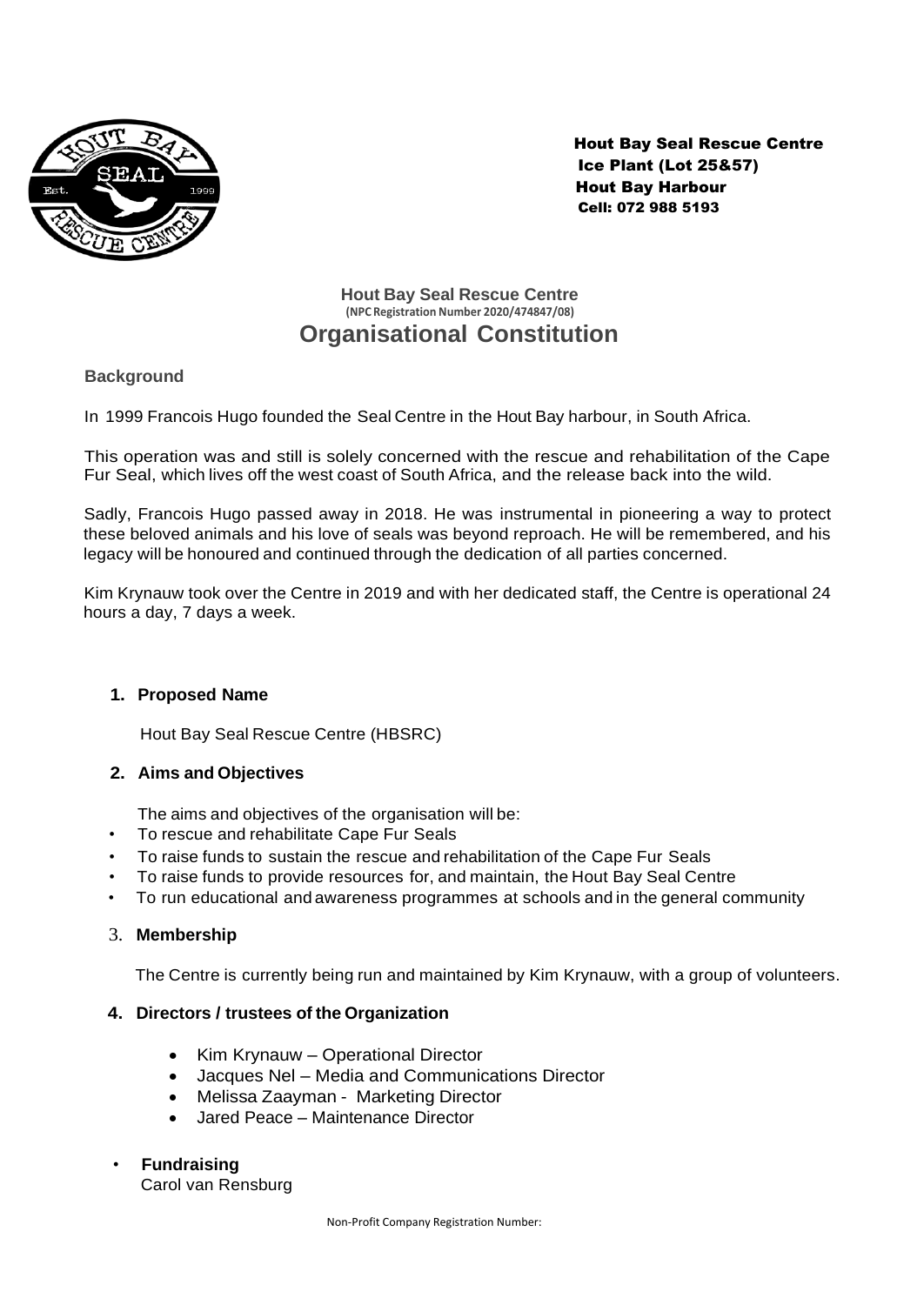Hout Bay Seal Rescue Centre
Ice Plant (Lot 25&57)
Hout Bay Harbour
Cell: 072 988 5193

# Hout Bay Seal Rescue Centre

(NPC Registration Number 2020/474847/08)

# Organisational Constitution

## Background

In 1999 Francois Hugo founded the Seal Centre in the Hout Bay harbour, in South Africa.

This operation was and still is solely concerned with the rescue and rehabilitation of the Cape Fur Seal, which lives off the west coast of South Africa, and the release back into the wild.

Sadly, Francois Hugo passed away in 2018. He was instrumental in pioneering a way to protect these beloved animals and his love of seals was beyond reproach. He will be remembered, and his legacy will be honoured and continued through the dedication of all parties concerned.

Kim Krynauw took over the Centre in 2019 and with her dedicated staff, the Centre is operational 24 hours a day, 7 days a week.

### 1. Proposed Name

Hout Bay Seal Rescue Centre (HBSRC)

### 2. Aims and Objectives

The aims and objectives of the organisation will be:

- To rescue and rehabilitate Cape Fur Seals
- To raise funds to sustain the rescue and rehabilitation of the Cape Fur Seals
- To raise funds to provide resources for, and maintain, the Hout Bay Seal Centre
- To run educational and awareness programmes at schools and in the general community

### 3. Membership

The Centre is currently being run and maintained by Kim Krynauw, with a group of volunteers.

### 4. Directors / trustees of the Organization

- Kim Krynauw – Operational Director
- Jacques Nel – Media and Communications Director
- Melissa Zaayman - Marketing Director
- Jared Peace – Maintenance Director

- **Fundraising**
  Carol van Rensburg

Non-Profit Company Registration Number: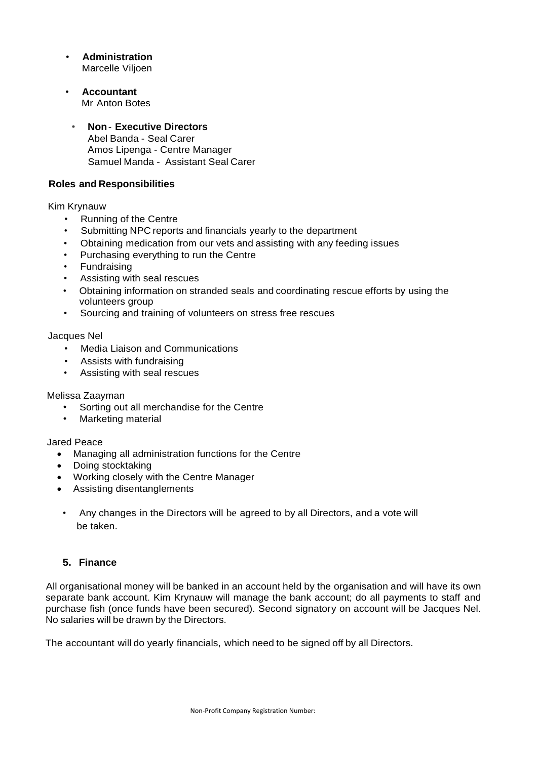- **Administration**
  Marcelle Viljoen

- **Accountant**
  Mr Anton Botes

- **Non - Executive Directors**
  Abel Banda - Seal Carer
  Amos Lipenga - Centre Manager
  Samuel Manda - Assistant Seal Carer

**Roles and Responsibilities**

Kim Krynauw

- Running of the Centre
- Submitting NPC reports and financials yearly to the department
- Obtaining medication from our vets and assisting with any feeding issues
- Purchasing everything to run the Centre
- Fundraising
- Assisting with seal rescues
- Obtaining information on stranded seals and coordinating rescue efforts by using the volunteers group
- Sourcing and training of volunteers on stress free rescues

Jacques Nel

- Media Liaison and Communications
- Assists with fundraising
- Assisting with seal rescues

Melissa Zaayman

- Sorting out all merchandise for the Centre
- Marketing material

Jared Peace

- Managing all administration functions for the Centre
- Doing stocktaking
- Working closely with the Centre Manager
- Assisting disentanglements

- Any changes in the Directors will be agreed to by all Directors, and a vote will be taken.

## 5. Finance

All organisational money will be banked in an account held by the organisation and will have its own separate bank account. Kim Krynauw will manage the bank account; do all payments to staff and purchase fish (once funds have been secured). Second signatory on account will be Jacques Nel. No salaries will be drawn by the Directors.

The accountant will do yearly financials, which need to be signed off by all Directors.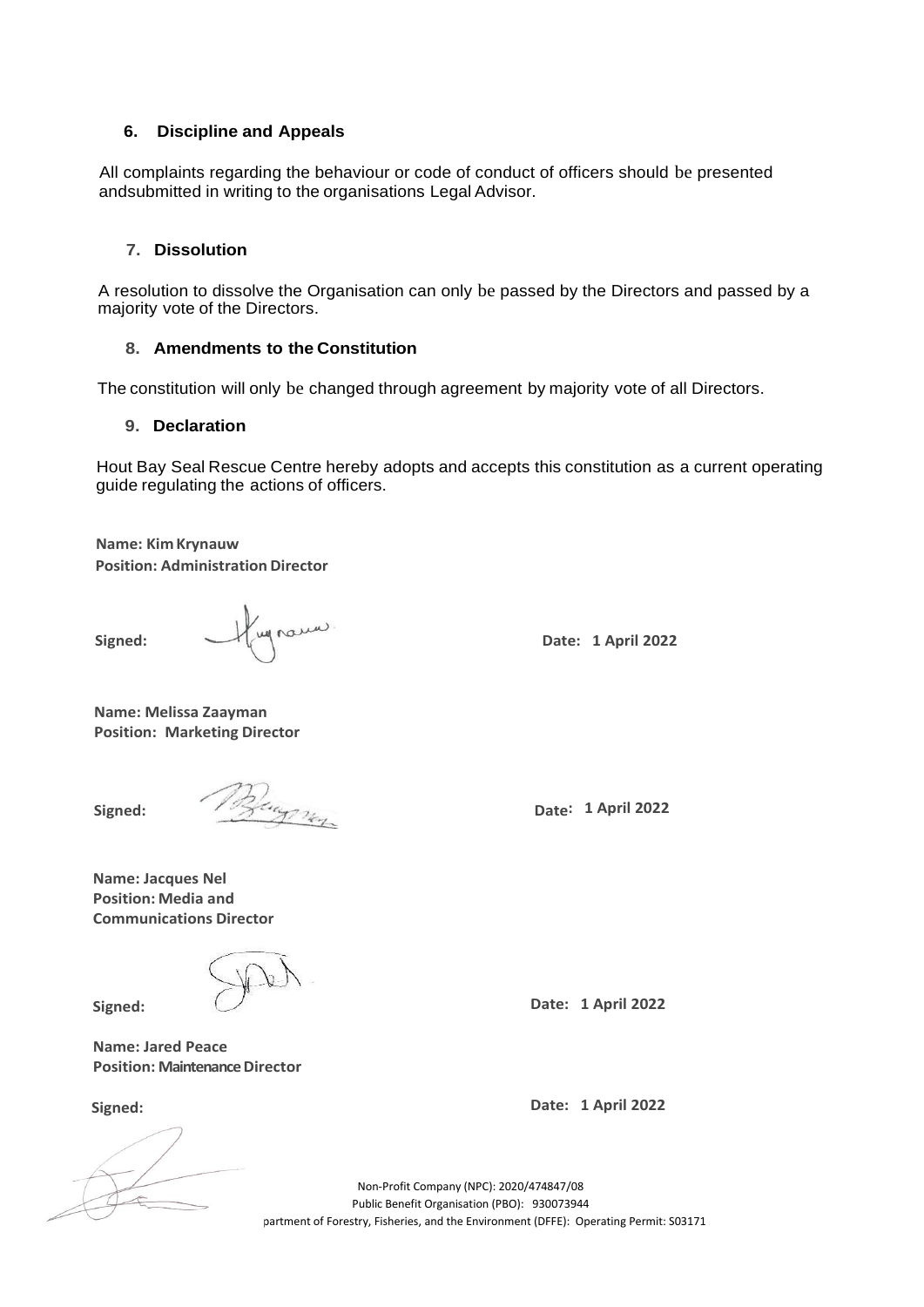## 6. Discipline and Appeals

All complaints regarding the behaviour or code of conduct of officers should be presented andsubmitted in writing to the organisations Legal Advisor.

## 7. Dissolution

A resolution to dissolve the Organisation can only be passed by the Directors and passed by a majority vote of the Directors.

## 8. Amendments to the Constitution

The constitution will only be changed through agreement by majority vote of all Directors.

## 9. Declaration

Hout Bay Seal Rescue Centre hereby adopts and accepts this constitution as a current operating guide regulating the actions of officers.

**Name: Kim Krynauw**
**Position: Administration Director**

**Signed:** **Date: 1 April 2022**

**Name: Melissa Zaayman**
**Position: Marketing Director**

**Signed:** **Date: 1 April 2022**

**Name: Jacques Nel**
**Position: Media and Communications Director**

**Signed:** **Date: 1 April 2022**

**Name: Jared Peace**
**Position: Maintenance Director**

**Signed:** **Date: 1 April 2022**

Non-Profit Company (NPC): 2020/474847/08
Public Benefit Organisation (PBO): 930073944
partment of Forestry, Fisheries, and the Environment (DFFE): Operating Permit: S03171